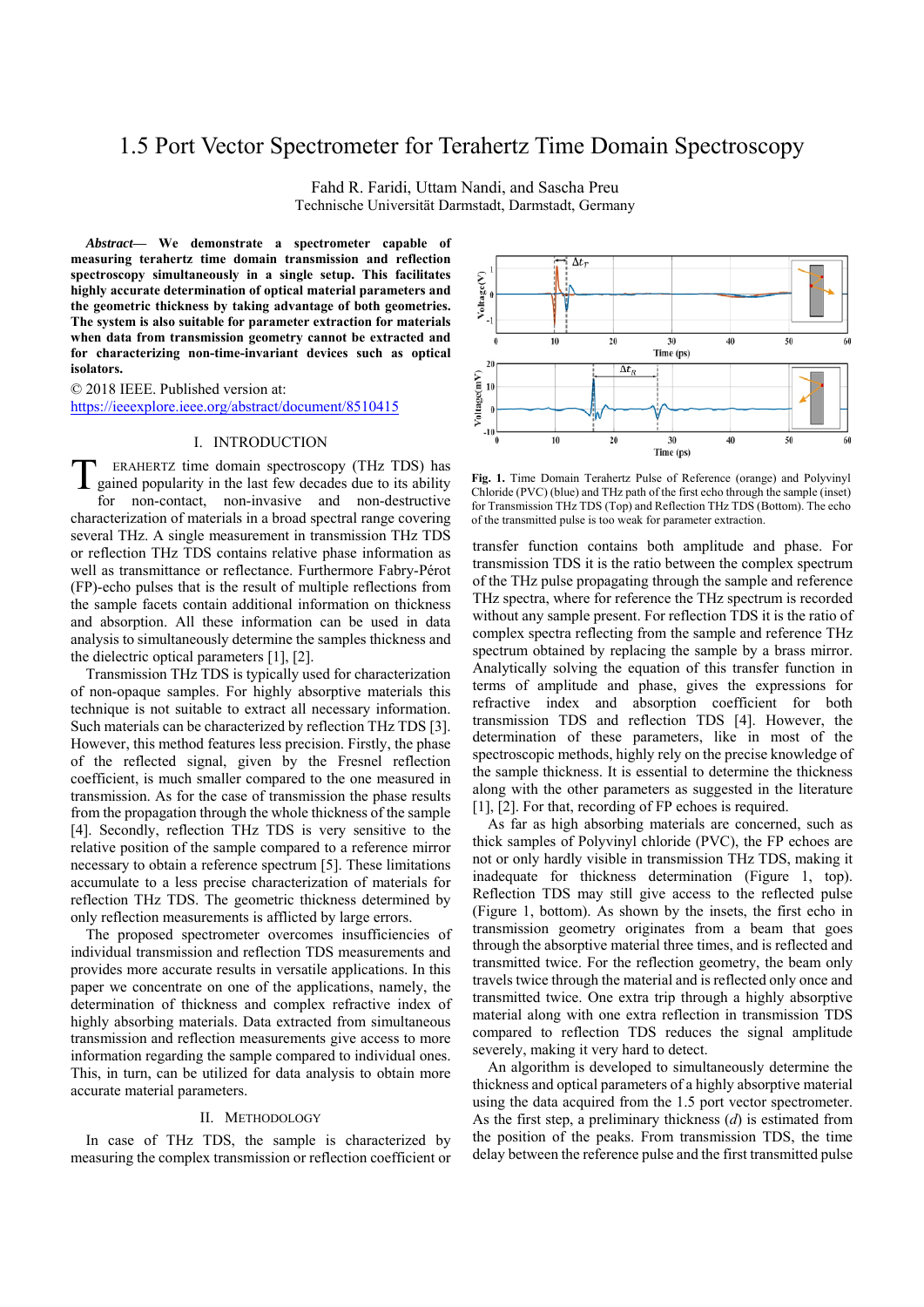# 1.5 Port Vector Spectrometer for Terahertz Time Domain Spectroscopy

Fahd R. Faridi, Uttam Nandi, and Sascha Preu
Technische Universität Darmstadt, Darmstadt, Germany

***Abstract*— We demonstrate a spectrometer capable of measuring terahertz time domain transmission and reflection spectroscopy simultaneously in a single setup. This facilitates highly accurate determination of optical material parameters and the geometric thickness by taking advantage of both geometries. The system is also suitable for parameter extraction for materials when data from transmission geometry cannot be extracted and for characterizing non-time-invariant devices such as optical isolators.**

© 2018 IEEE. Published version at:
https://ieeexplore.ieee.org/abstract/document/8510415

## I. Introduction

TERAHERTZ time domain spectroscopy (THz TDS) has gained popularity in the last few decades due to its ability for non-contact, non-invasive and non-destructive characterization of materials in a broad spectral range covering several THz. A single measurement in transmission THz TDS or reflection THz TDS contains relative phase information as well as transmittance or reflectance. Furthermore Fabry-Pérot (FP)-echo pulses that is the result of multiple reflections from the sample facets contain additional information on thickness and absorption. All these information can be used in data analysis to simultaneously determine the samples thickness and the dielectric optical parameters [1], [2].

Transmission THz TDS is typically used for characterization of non-opaque samples. For highly absorptive materials this technique is not suitable to extract all necessary information. Such materials can be characterized by reflection THz TDS [3]. However, this method features less precision. Firstly, the phase of the reflected signal, given by the Fresnel reflection coefficient, is much smaller compared to the one measured in transmission. As for the case of transmission the phase results from the propagation through the whole thickness of the sample [4]. Secondly, reflection THz TDS is very sensitive to the relative position of the sample compared to a reference mirror necessary to obtain a reference spectrum [5]. These limitations accumulate to a less precise characterization of materials for reflection THz TDS. The geometric thickness determined by only reflection measurements is afflicted by large errors.

The proposed spectrometer overcomes insufficiencies of individual transmission and reflection TDS measurements and provides more accurate results in versatile applications. In this paper we concentrate on one of the applications, namely, the determination of thickness and complex refractive index of highly absorbing materials. Data extracted from simultaneous transmission and reflection measurements give access to more information regarding the sample compared to individual ones. This, in turn, can be utilized for data analysis to obtain more accurate material parameters.

## II. Methodology

In case of THz TDS, the sample is characterized by measuring the complex transmission or reflection coefficient or transfer function contains both amplitude and phase. For transmission TDS it is the ratio between the complex spectrum of the THz pulse propagating through the sample and reference THz spectra, where for reference the THz spectrum is recorded without any sample present. For reflection TDS it is the ratio of complex spectra reflecting from the sample and reference THz spectrum obtained by replacing the sample by a brass mirror. Analytically solving the equation of this transfer function in terms of amplitude and phase, gives the expressions for refractive index and absorption coefficient for both transmission TDS and reflection TDS [4]. However, the determination of these parameters, like in most of the spectroscopic methods, highly rely on the precise knowledge of the sample thickness. It is essential to determine the thickness along with the other parameters as suggested in the literature [1], [2]. For that, recording of FP echoes is required.

Voltage(V)
1
0
-1
$\Delta t_T$
0 10 20 30 40 50 60
Time (ps)

Voltage(mV)
20
10
0
-10
$\Delta t_R$
0 10 20 30 40 50 60
Time (ps)

**Fig. 1.** Time Domain Terahertz Pulse of Reference (orange) and Polyvinyl Chloride (PVC) (blue) and THz path of the first echo through the sample (inset) for Transmission THz TDS (Top) and Reflection THz TDS (Bottom). The echo of the transmitted pulse is too weak for parameter extraction.

As far as high absorbing materials are concerned, such as thick samples of Polyvinyl chloride (PVC), the FP echoes are not or only hardly visible in transmission THz TDS, making it inadequate for thickness determination (Figure 1, top). Reflection TDS may still give access to the reflected pulse (Figure 1, bottom). As shown by the insets, the first echo in transmission geometry originates from a beam that goes through the absorptive material three times, and is reflected and transmitted twice. For the reflection geometry, the beam only travels twice through the material and is reflected only once and transmitted twice. One extra trip through a highly absorptive material along with one extra reflection in transmission TDS compared to reflection TDS reduces the signal amplitude severely, making it very hard to detect.

An algorithm is developed to simultaneously determine the thickness and optical parameters of a highly absorptive material using the data acquired from the 1.5 port vector spectrometer. As the first step, a preliminary thickness ($d$) is estimated from the position of the peaks. From transmission TDS, the time delay between the reference pulse and the first transmitted pulse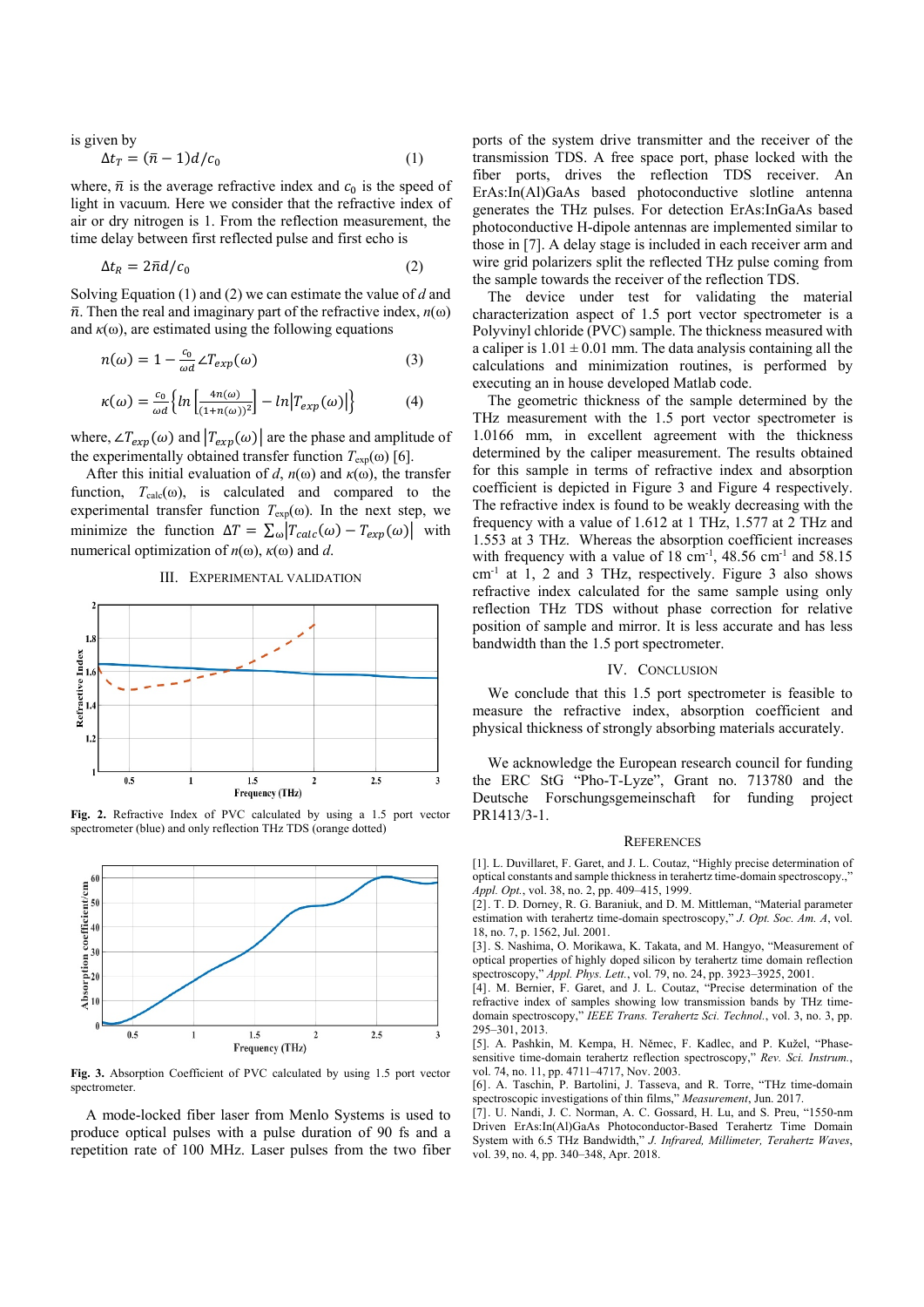is given by

$$\Delta t_T = (\bar{n} - 1)d/c_0 \tag{1}$$

where, $\bar{n}$ is the average refractive index and $c_0$ is the speed of light in vacuum. Here we consider that the refractive index of air or dry nitrogen is 1. From the reflection measurement, the time delay between first reflected pulse and first echo is

$$\Delta t_R = 2\bar{n}d/c_0 \tag{2}$$

Solving Equation (1) and (2) we can estimate the value of $d$ and $\bar{n}$. Then the real and imaginary part of the refractive index, $n(\omega)$ and $\kappa(\omega)$, are estimated using the following equations

$$n(\omega) = 1 - \frac{c_0}{\omega d}\angle T_{exp}(\omega) \tag{3}$$

$$\kappa(\omega) = \frac{c_0}{\omega d}\left\{ln\left[\frac{4n(\omega)}{(1+n(\omega))^2}\right] - ln\left|T_{exp}(\omega)\right|\right\} \tag{4}$$

where, $\angle T_{exp}(\omega)$ and $\left|T_{exp}(\omega)\right|$ are the phase and amplitude of the experimentally obtained transfer function $T_{exp}(\omega)$ [6].

After this initial evaluation of $d$, $n(\omega)$ and $\kappa(\omega)$, the transfer function, $T_{calc}(\omega)$, is calculated and compared to the experimental transfer function $T_{exp}(\omega)$. In the next step, we minimize the function $\Delta T = \sum_{\omega}\left|T_{calc}(\omega) - T_{exp}(\omega)\right|$ with numerical optimization of $n(\omega)$, $\kappa(\omega)$ and $d$.

## III. Experimental Validation

Refractive Index
2
1.8
1.6
1.4
1.2
1
0.5
1
1.5
2
2.5
3
Frequency (THz)

**Fig. 2.** Refractive Index of PVC calculated by using a 1.5 port vector spectrometer (blue) and only reflection THz TDS (orange dotted)

Absorption coefficient/cm
60
50
40
30
20
10
0
0.5
1
1.5
2
2.5
3
Frequency (THz)

**Fig. 3.** Absorption Coefficient of PVC calculated by using 1.5 port vector spectrometer.

A mode-locked fiber laser from Menlo Systems is used to produce optical pulses with a pulse duration of 90 fs and a repetition rate of 100 MHz. Laser pulses from the two fiber ports of the system drive transmitter and the receiver of the transmission TDS. A free space port, phase locked with the fiber ports, drives the reflection TDS receiver. An ErAs:In(Al)GaAs based photoconductive slotline antenna generates the THz pulses. For detection ErAs:InGaAs based photoconductive H-dipole antennas are implemented similar to those in [7]. A delay stage is included in each receiver arm and wire grid polarizers split the reflected THz pulse coming from the sample towards the receiver of the reflection TDS.

The device under test for validating the material characterization aspect of 1.5 port vector spectrometer is a Polyvinyl chloride (PVC) sample. The thickness measured with a caliper is 1.01 ± 0.01 mm. The data analysis containing all the calculations and minimization routines, is performed by executing an in house developed Matlab code.

The geometric thickness of the sample determined by the THz measurement with the 1.5 port vector spectrometer is 1.0166 mm, in excellent agreement with the thickness determined by the caliper measurement. The results obtained for this sample in terms of refractive index and absorption coefficient is depicted in Figure 3 and Figure 4 respectively. The refractive index is found to be weakly decreasing with the frequency with a value of 1.612 at 1 THz, 1.577 at 2 THz and 1.553 at 3 THz. Whereas the absorption coefficient increases with frequency with a value of 18 cm$^{-1}$, 48.56 cm$^{-1}$ and 58.15 cm$^{-1}$ at 1, 2 and 3 THz, respectively. Figure 3 also shows refractive index calculated for the same sample using only reflection THz TDS without phase correction for relative position of sample and mirror. It is less accurate and has less bandwidth than the 1.5 port spectrometer.

## IV. Conclusion

We conclude that this 1.5 port spectrometer is feasible to measure the refractive index, absorption coefficient and physical thickness of strongly absorbing materials accurately.

We acknowledge the European research council for funding the ERC StG "Pho-T-Lyze", Grant no. 713780 and the Deutsche Forschungsgemeinschaft for funding project PR1413/3-1.

## References

[1]. L. Duvillaret, F. Garet, and J. L. Coutaz, "Highly precise determination of optical constants and sample thickness in terahertz time-domain spectroscopy.," *Appl. Opt.*, vol. 38, no. 2, pp. 409–415, 1999.

[2]. T. D. Dorney, R. G. Baraniuk, and D. M. Mittleman, "Material parameter estimation with terahertz time-domain spectroscopy," *J. Opt. Soc. Am. A*, vol. 18, no. 7, p. 1562, Jul. 2001.

[3]. S. Nashima, O. Morikawa, K. Takata, and M. Hangyo, "Measurement of optical properties of highly doped silicon by terahertz time domain reflection spectroscopy," *Appl. Phys. Lett.*, vol. 79, no. 24, pp. 3923–3925, 2001.

[4]. M. Bernier, F. Garet, and J. L. Coutaz, "Precise determination of the refractive index of samples showing low transmission bands by THz time-domain spectroscopy," *IEEE Trans. Terahertz Sci. Technol.*, vol. 3, no. 3, pp. 295–301, 2013.

[5]. A. Pashkin, M. Kempa, H. Němec, F. Kadlec, and P. Kužel, "Phase-sensitive time-domain terahertz reflection spectroscopy," *Rev. Sci. Instrum.*, vol. 74, no. 11, pp. 4711–4717, Nov. 2003.

[6]. A. Taschin, P. Bartolini, J. Tasseva, and R. Torre, "THz time-domain spectroscopic investigations of thin films," *Measurement*, Jun. 2017.

[7]. U. Nandi, J. C. Norman, A. C. Gossard, H. Lu, and S. Preu, "1550-nm Driven ErAs:In(Al)GaAs Photoconductor-Based Terahertz Time Domain System with 6.5 THz Bandwidth," *J. Infrared, Millimeter, Terahertz Waves*, vol. 39, no. 4, pp. 340–348, Apr. 2018.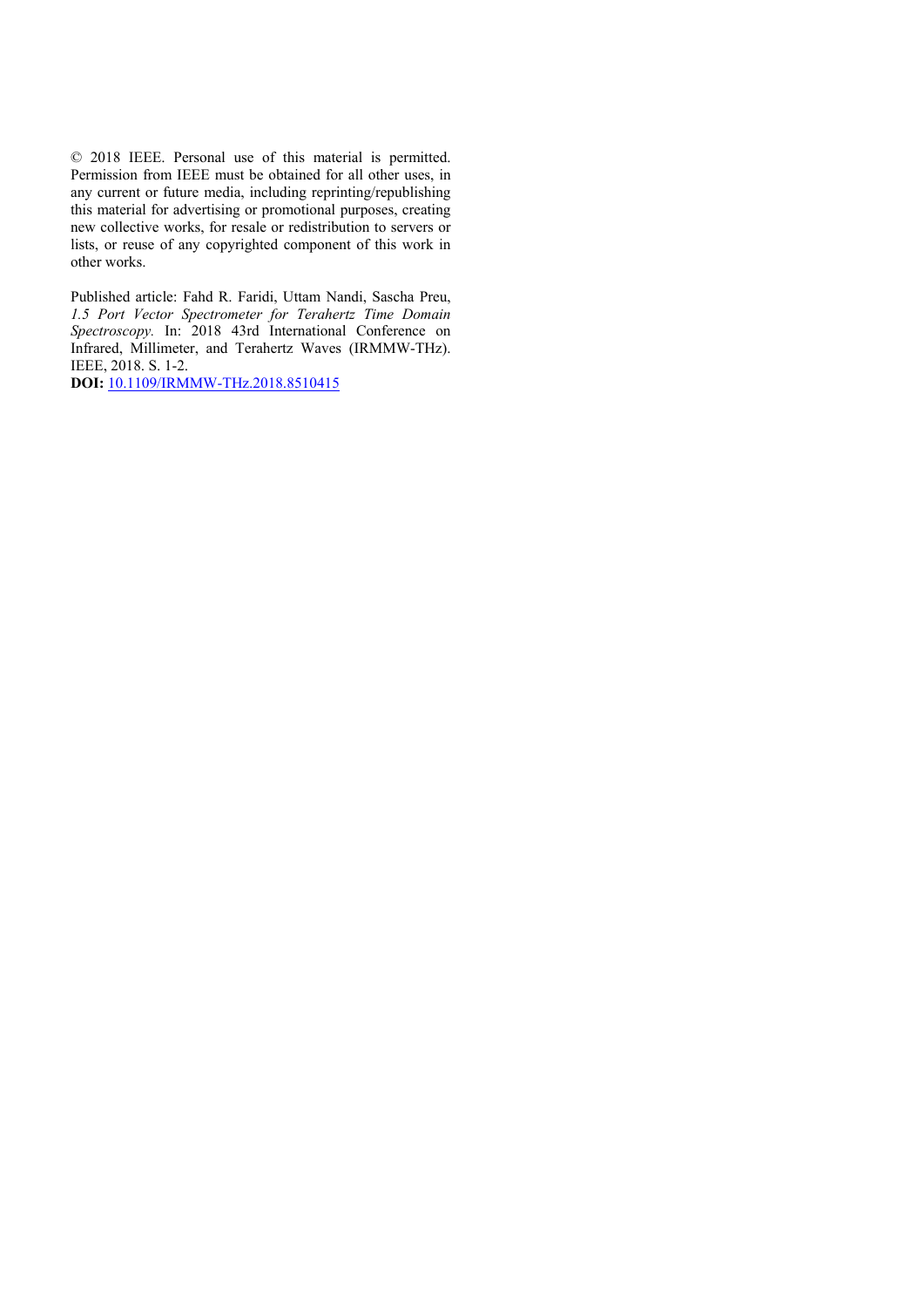© 2018 IEEE. Personal use of this material is permitted. Permission from IEEE must be obtained for all other uses, in any current or future media, including reprinting/republishing this material for advertising or promotional purposes, creating new collective works, for resale or redistribution to servers or lists, or reuse of any copyrighted component of this work in other works.

Published article: Fahd R. Faridi, Uttam Nandi, Sascha Preu, *1.5 Port Vector Spectrometer for Terahertz Time Domain Spectroscopy.* In: 2018 43rd International Conference on Infrared, Millimeter, and Terahertz Waves (IRMMW-THz). IEEE, 2018. S. 1-2.
**DOI:** 10.1109/IRMMW-THz.2018.8510415